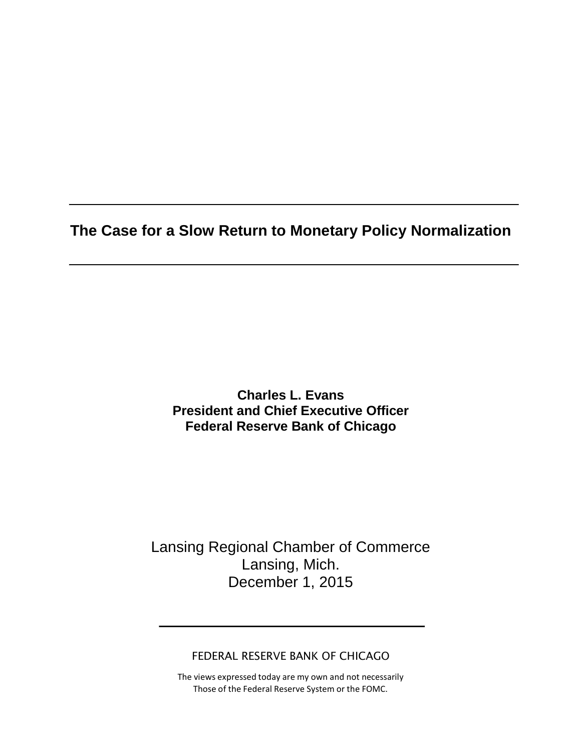# The Case for a Slow Return to Monetary Policy Normalization

**Charles L. Evans**
**President and Chief Executive Officer**
**Federal Reserve Bank of Chicago**

Lansing Regional Chamber of Commerce
Lansing, Mich.
December 1, 2015

FEDERAL RESERVE BANK OF CHICAGO

The views expressed today are my own and not necessarily
Those of the Federal Reserve System or the FOMC.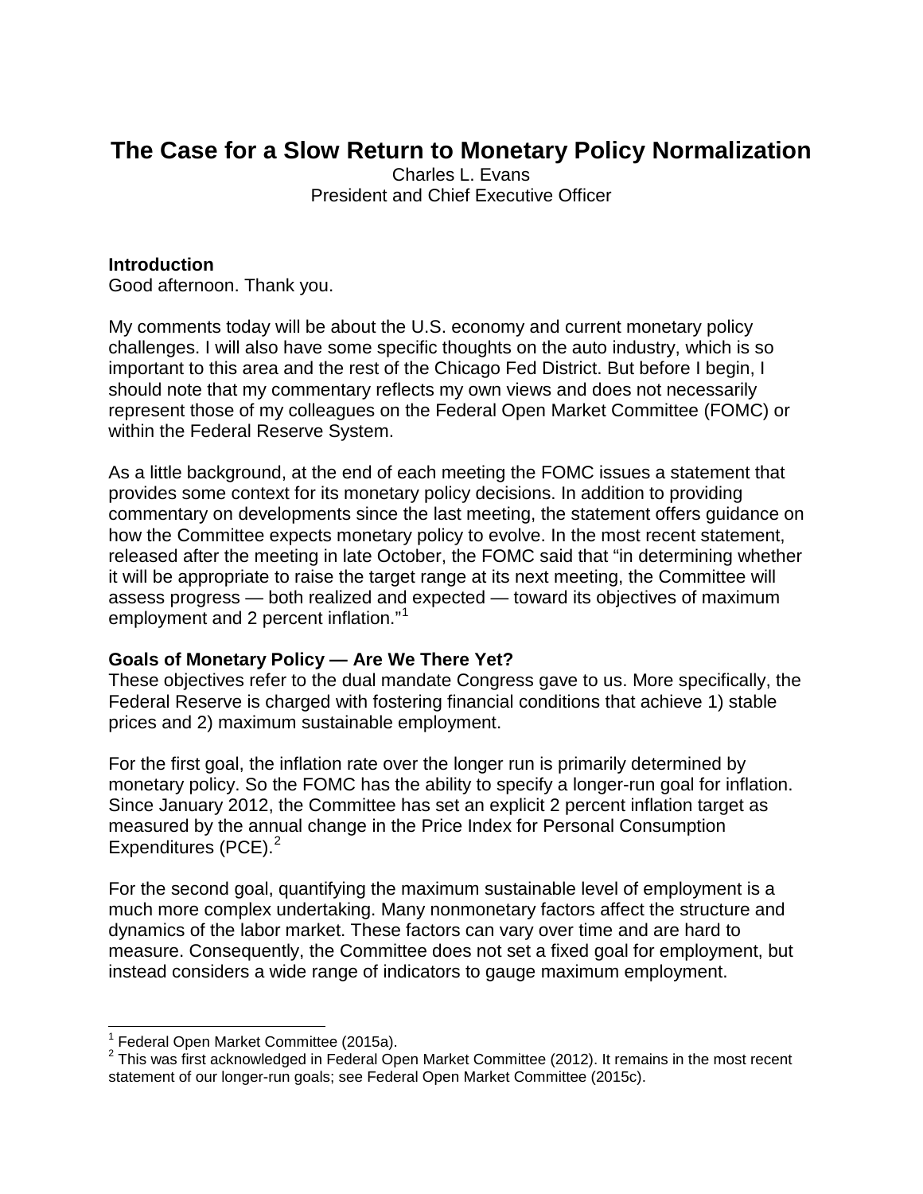# The Case for a Slow Return to Monetary Policy Normalization

Charles L. Evans
President and Chief Executive Officer

**Introduction**

Good afternoon. Thank you.

My comments today will be about the U.S. economy and current monetary policy challenges. I will also have some specific thoughts on the auto industry, which is so important to this area and the rest of the Chicago Fed District. But before I begin, I should note that my commentary reflects my own views and does not necessarily represent those of my colleagues on the Federal Open Market Committee (FOMC) or within the Federal Reserve System.

As a little background, at the end of each meeting the FOMC issues a statement that provides some context for its monetary policy decisions. In addition to providing commentary on developments since the last meeting, the statement offers guidance on how the Committee expects monetary policy to evolve. In the most recent statement, released after the meeting in late October, the FOMC said that "in determining whether it will be appropriate to raise the target range at its next meeting, the Committee will assess progress — both realized and expected — toward its objectives of maximum employment and 2 percent inflation."[1]

**Goals of Monetary Policy — Are We There Yet?**

These objectives refer to the dual mandate Congress gave to us. More specifically, the Federal Reserve is charged with fostering financial conditions that achieve 1) stable prices and 2) maximum sustainable employment.

For the first goal, the inflation rate over the longer run is primarily determined by monetary policy. So the FOMC has the ability to specify a longer-run goal for inflation. Since January 2012, the Committee has set an explicit 2 percent inflation target as measured by the annual change in the Price Index for Personal Consumption Expenditures (PCE).[2]

For the second goal, quantifying the maximum sustainable level of employment is a much more complex undertaking. Many nonmonetary factors affect the structure and dynamics of the labor market. These factors can vary over time and are hard to measure. Consequently, the Committee does not set a fixed goal for employment, but instead considers a wide range of indicators to gauge maximum employment.

---

[1] Federal Open Market Committee (2015a).

[2] This was first acknowledged in Federal Open Market Committee (2012). It remains in the most recent statement of our longer-run goals; see Federal Open Market Committee (2015c).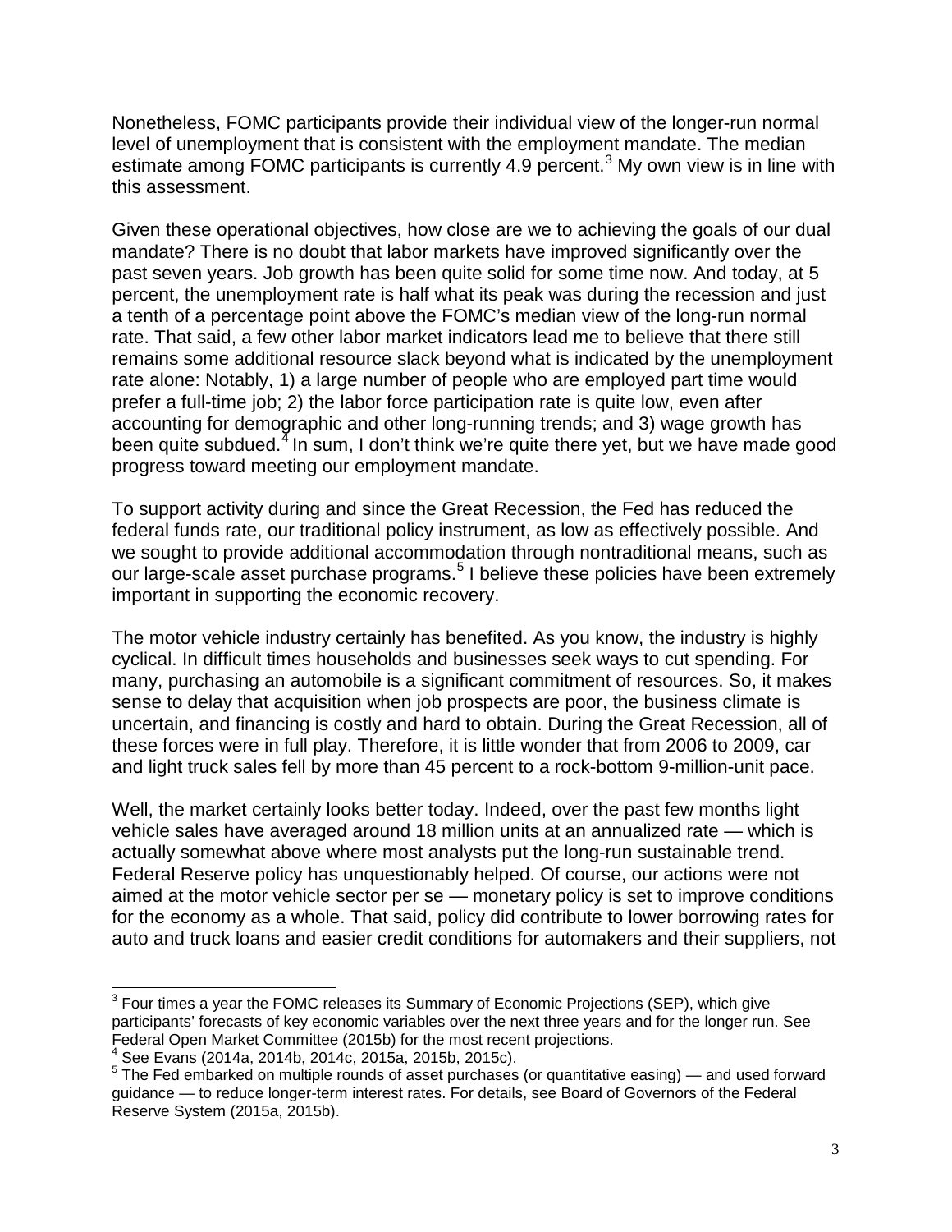Nonetheless, FOMC participants provide their individual view of the longer-run normal level of unemployment that is consistent with the employment mandate. The median estimate among FOMC participants is currently 4.9 percent.[3] My own view is in line with this assessment.

Given these operational objectives, how close are we to achieving the goals of our dual mandate? There is no doubt that labor markets have improved significantly over the past seven years. Job growth has been quite solid for some time now. And today, at 5 percent, the unemployment rate is half what its peak was during the recession and just a tenth of a percentage point above the FOMC's median view of the long-run normal rate. That said, a few other labor market indicators lead me to believe that there still remains some additional resource slack beyond what is indicated by the unemployment rate alone: Notably, 1) a large number of people who are employed part time would prefer a full-time job; 2) the labor force participation rate is quite low, even after accounting for demographic and other long-running trends; and 3) wage growth has been quite subdued.[4] In sum, I don't think we're quite there yet, but we have made good progress toward meeting our employment mandate.

To support activity during and since the Great Recession, the Fed has reduced the federal funds rate, our traditional policy instrument, as low as effectively possible. And we sought to provide additional accommodation through nontraditional means, such as our large-scale asset purchase programs.[5] I believe these policies have been extremely important in supporting the economic recovery.

The motor vehicle industry certainly has benefited. As you know, the industry is highly cyclical. In difficult times households and businesses seek ways to cut spending. For many, purchasing an automobile is a significant commitment of resources. So, it makes sense to delay that acquisition when job prospects are poor, the business climate is uncertain, and financing is costly and hard to obtain. During the Great Recession, all of these forces were in full play. Therefore, it is little wonder that from 2006 to 2009, car and light truck sales fell by more than 45 percent to a rock-bottom 9-million-unit pace.

Well, the market certainly looks better today. Indeed, over the past few months light vehicle sales have averaged around 18 million units at an annualized rate — which is actually somewhat above where most analysts put the long-run sustainable trend. Federal Reserve policy has unquestionably helped. Of course, our actions were not aimed at the motor vehicle sector per se — monetary policy is set to improve conditions for the economy as a whole. That said, policy did contribute to lower borrowing rates for auto and truck loans and easier credit conditions for automakers and their suppliers, not

---

[3] Four times a year the FOMC releases its Summary of Economic Projections (SEP), which give participants' forecasts of key economic variables over the next three years and for the longer run. See Federal Open Market Committee (2015b) for the most recent projections.

[4] See Evans (2014a, 2014b, 2014c, 2015a, 2015b, 2015c).

[5] The Fed embarked on multiple rounds of asset purchases (or quantitative easing) — and used forward guidance — to reduce longer-term interest rates. For details, see Board of Governors of the Federal Reserve System (2015a, 2015b).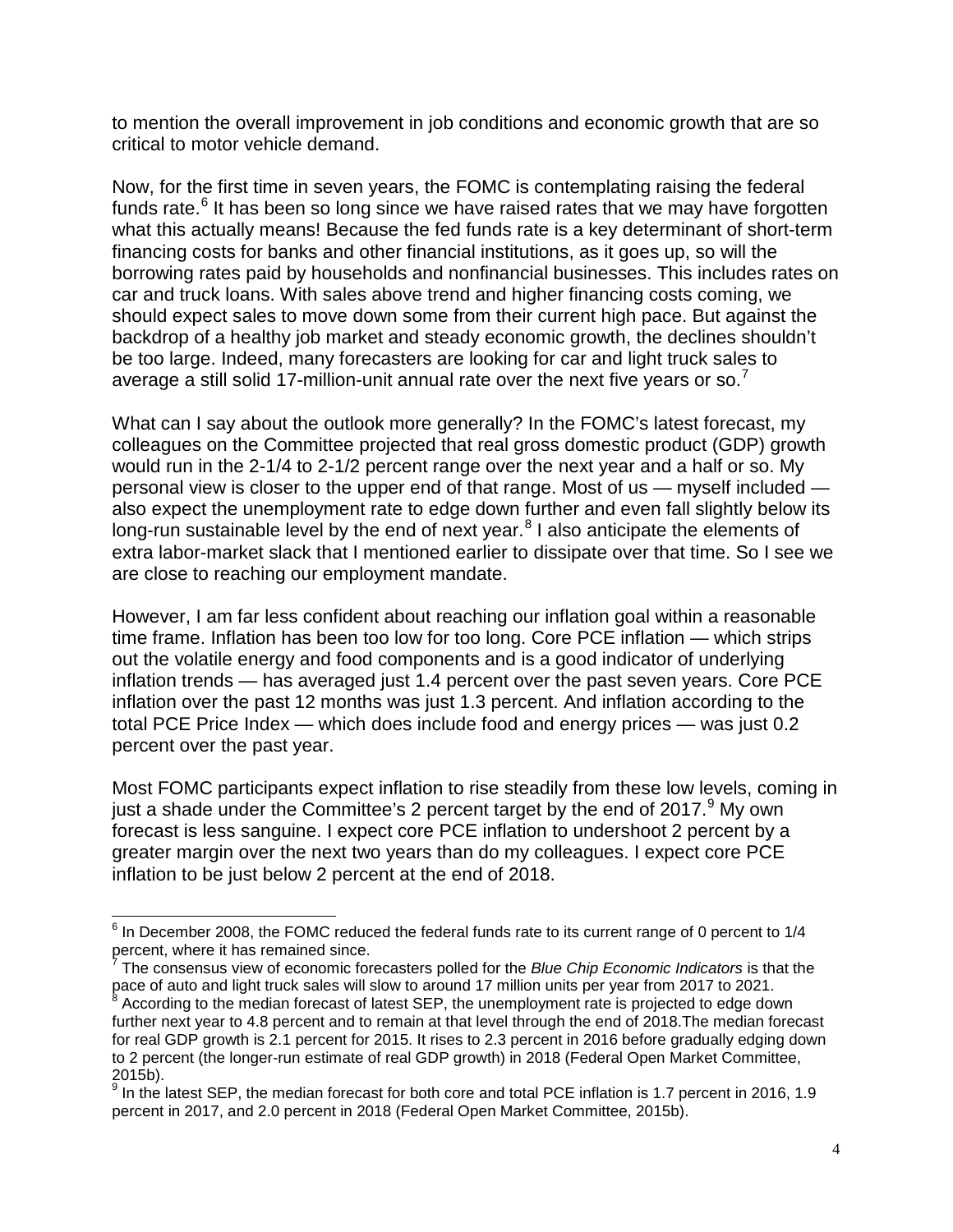to mention the overall improvement in job conditions and economic growth that are so critical to motor vehicle demand.

Now, for the first time in seven years, the FOMC is contemplating raising the federal funds rate.[6] It has been so long since we have raised rates that we may have forgotten what this actually means! Because the fed funds rate is a key determinant of short-term financing costs for banks and other financial institutions, as it goes up, so will the borrowing rates paid by households and nonfinancial businesses. This includes rates on car and truck loans. With sales above trend and higher financing costs coming, we should expect sales to move down some from their current high pace. But against the backdrop of a healthy job market and steady economic growth, the declines shouldn't be too large. Indeed, many forecasters are looking for car and light truck sales to average a still solid 17-million-unit annual rate over the next five years or so.[7]

What can I say about the outlook more generally? In the FOMC's latest forecast, my colleagues on the Committee projected that real gross domestic product (GDP) growth would run in the 2-1/4 to 2-1/2 percent range over the next year and a half or so. My personal view is closer to the upper end of that range. Most of us — myself included — also expect the unemployment rate to edge down further and even fall slightly below its long-run sustainable level by the end of next year.[8] I also anticipate the elements of extra labor-market slack that I mentioned earlier to dissipate over that time. So I see we are close to reaching our employment mandate.

However, I am far less confident about reaching our inflation goal within a reasonable time frame. Inflation has been too low for too long. Core PCE inflation — which strips out the volatile energy and food components and is a good indicator of underlying inflation trends — has averaged just 1.4 percent over the past seven years. Core PCE inflation over the past 12 months was just 1.3 percent. And inflation according to the total PCE Price Index — which does include food and energy prices — was just 0.2 percent over the past year.

Most FOMC participants expect inflation to rise steadily from these low levels, coming in just a shade under the Committee's 2 percent target by the end of 2017.[9] My own forecast is less sanguine. I expect core PCE inflation to undershoot 2 percent by a greater margin over the next two years than do my colleagues. I expect core PCE inflation to be just below 2 percent at the end of 2018.

---

[6] In December 2008, the FOMC reduced the federal funds rate to its current range of 0 percent to 1/4 percent, where it has remained since.

[7] The consensus view of economic forecasters polled for the *Blue Chip Economic Indicators* is that the pace of auto and light truck sales will slow to around 17 million units per year from 2017 to 2021.

[8] According to the median forecast of latest SEP, the unemployment rate is projected to edge down further next year to 4.8 percent and to remain at that level through the end of 2018.The median forecast for real GDP growth is 2.1 percent for 2015. It rises to 2.3 percent in 2016 before gradually edging down to 2 percent (the longer-run estimate of real GDP growth) in 2018 (Federal Open Market Committee, 2015b).

[9] In the latest SEP, the median forecast for both core and total PCE inflation is 1.7 percent in 2016, 1.9 percent in 2017, and 2.0 percent in 2018 (Federal Open Market Committee, 2015b).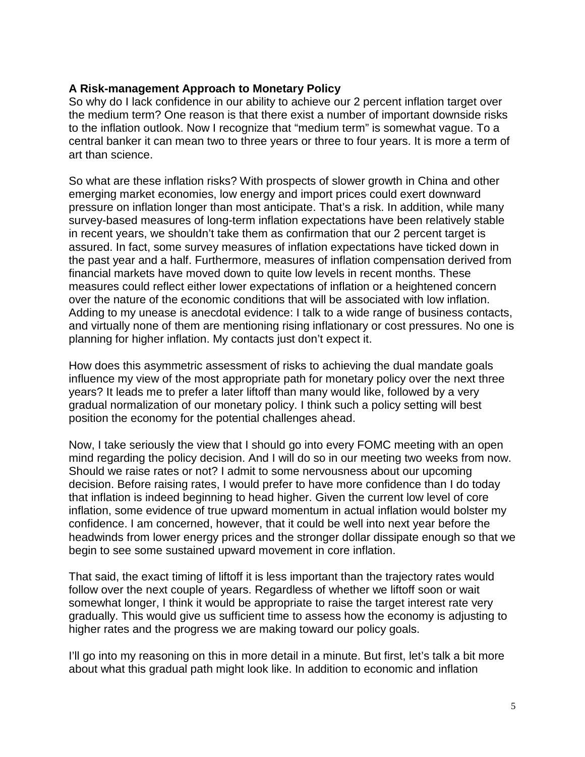**A Risk-management Approach to Monetary Policy**

So why do I lack confidence in our ability to achieve our 2 percent inflation target over the medium term? One reason is that there exist a number of important downside risks to the inflation outlook. Now I recognize that "medium term" is somewhat vague. To a central banker it can mean two to three years or three to four years. It is more a term of art than science.

So what are these inflation risks? With prospects of slower growth in China and other emerging market economies, low energy and import prices could exert downward pressure on inflation longer than most anticipate. That's a risk. In addition, while many survey-based measures of long-term inflation expectations have been relatively stable in recent years, we shouldn't take them as confirmation that our 2 percent target is assured. In fact, some survey measures of inflation expectations have ticked down in the past year and a half. Furthermore, measures of inflation compensation derived from financial markets have moved down to quite low levels in recent months. These measures could reflect either lower expectations of inflation or a heightened concern over the nature of the economic conditions that will be associated with low inflation. Adding to my unease is anecdotal evidence: I talk to a wide range of business contacts, and virtually none of them are mentioning rising inflationary or cost pressures. No one is planning for higher inflation. My contacts just don't expect it.

How does this asymmetric assessment of risks to achieving the dual mandate goals influence my view of the most appropriate path for monetary policy over the next three years? It leads me to prefer a later liftoff than many would like, followed by a very gradual normalization of our monetary policy. I think such a policy setting will best position the economy for the potential challenges ahead.

Now, I take seriously the view that I should go into every FOMC meeting with an open mind regarding the policy decision. And I will do so in our meeting two weeks from now. Should we raise rates or not? I admit to some nervousness about our upcoming decision. Before raising rates, I would prefer to have more confidence than I do today that inflation is indeed beginning to head higher. Given the current low level of core inflation, some evidence of true upward momentum in actual inflation would bolster my confidence. I am concerned, however, that it could be well into next year before the headwinds from lower energy prices and the stronger dollar dissipate enough so that we begin to see some sustained upward movement in core inflation.

That said, the exact timing of liftoff it is less important than the trajectory rates would follow over the next couple of years. Regardless of whether we liftoff soon or wait somewhat longer, I think it would be appropriate to raise the target interest rate very gradually. This would give us sufficient time to assess how the economy is adjusting to higher rates and the progress we are making toward our policy goals.

I'll go into my reasoning on this in more detail in a minute. But first, let's talk a bit more about what this gradual path might look like. In addition to economic and inflation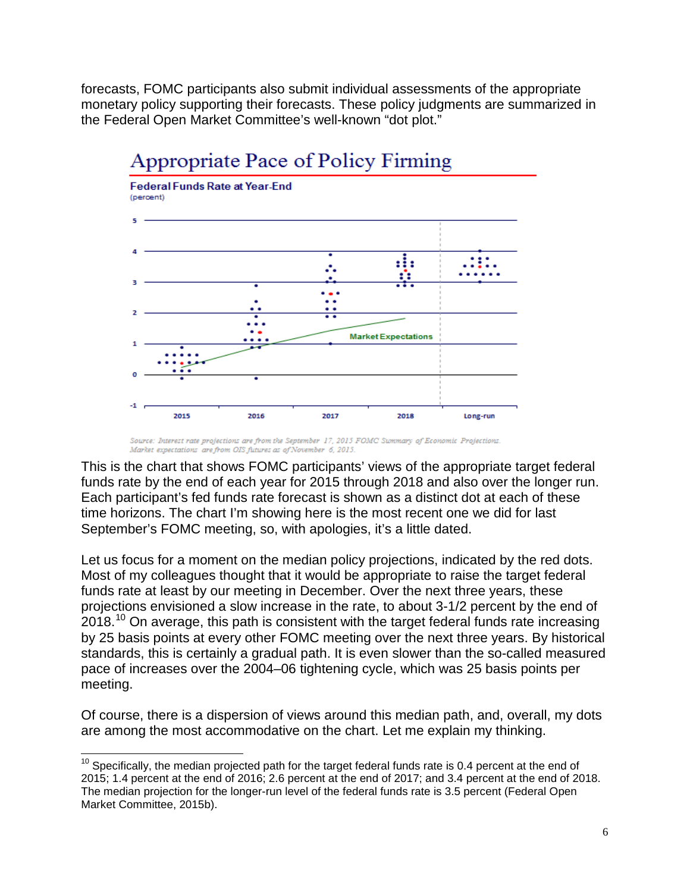forecasts, FOMC participants also submit individual assessments of the appropriate monetary policy supporting their forecasts. These policy judgments are summarized in the Federal Open Market Committee's well-known "dot plot."

## Appropriate Pace of Policy Firming

**Federal Funds Rate at Year-End**
(percent)

*Source: Interest rate projections are from the September 17, 2015 FOMC Summary of Economic Projections. Market expectations are from OIS futures as of November 6, 2015.*

This is the chart that shows FOMC participants' views of the appropriate target federal funds rate by the end of each year for 2015 through 2018 and also over the longer run. Each participant's fed funds rate forecast is shown as a distinct dot at each of these time horizons. The chart I'm showing here is the most recent one we did for last September's FOMC meeting, so, with apologies, it's a little dated.

Let us focus for a moment on the median policy projections, indicated by the red dots. Most of my colleagues thought that it would be appropriate to raise the target federal funds rate at least by our meeting in December. Over the next three years, these projections envisioned a slow increase in the rate, to about 3-1/2 percent by the end of 2018.[10] On average, this path is consistent with the target federal funds rate increasing by 25 basis points at every other FOMC meeting over the next three years. By historical standards, this is certainly a gradual path. It is even slower than the so-called measured pace of increases over the 2004–06 tightening cycle, which was 25 basis points per meeting.

Of course, there is a dispersion of views around this median path, and, overall, my dots are among the most accommodative on the chart. Let me explain my thinking.

[10] Specifically, the median projected path for the target federal funds rate is 0.4 percent at the end of 2015; 1.4 percent at the end of 2016; 2.6 percent at the end of 2017; and 3.4 percent at the end of 2018. The median projection for the longer-run level of the federal funds rate is 3.5 percent (Federal Open Market Committee, 2015b).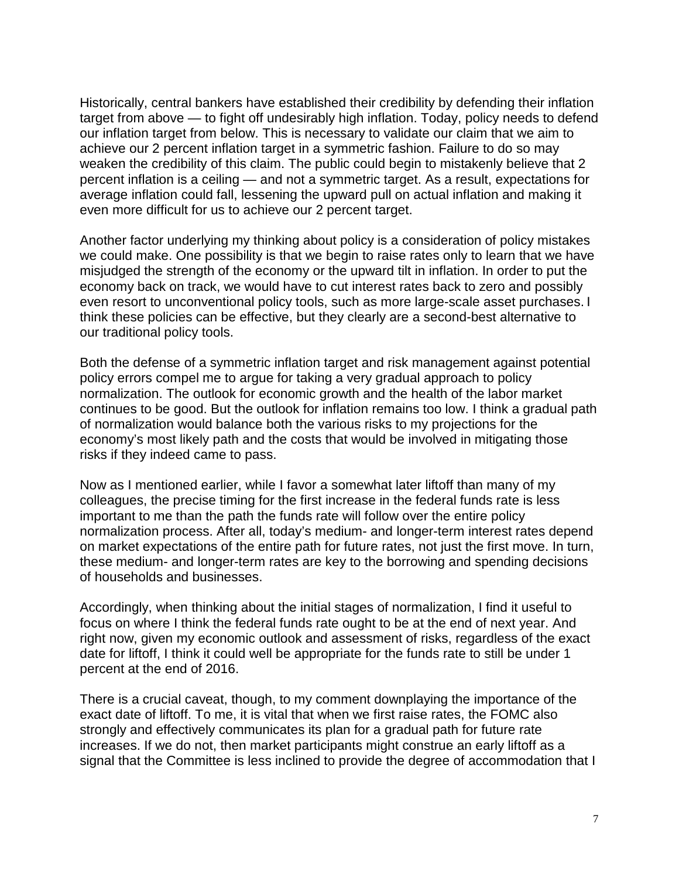Historically, central bankers have established their credibility by defending their inflation target from above — to fight off undesirably high inflation. Today, policy needs to defend our inflation target from below. This is necessary to validate our claim that we aim to achieve our 2 percent inflation target in a symmetric fashion. Failure to do so may weaken the credibility of this claim. The public could begin to mistakenly believe that 2 percent inflation is a ceiling — and not a symmetric target. As a result, expectations for average inflation could fall, lessening the upward pull on actual inflation and making it even more difficult for us to achieve our 2 percent target.

Another factor underlying my thinking about policy is a consideration of policy mistakes we could make. One possibility is that we begin to raise rates only to learn that we have misjudged the strength of the economy or the upward tilt in inflation. In order to put the economy back on track, we would have to cut interest rates back to zero and possibly even resort to unconventional policy tools, such as more large-scale asset purchases. I think these policies can be effective, but they clearly are a second-best alternative to our traditional policy tools.

Both the defense of a symmetric inflation target and risk management against potential policy errors compel me to argue for taking a very gradual approach to policy normalization. The outlook for economic growth and the health of the labor market continues to be good. But the outlook for inflation remains too low. I think a gradual path of normalization would balance both the various risks to my projections for the economy's most likely path and the costs that would be involved in mitigating those risks if they indeed came to pass.

Now as I mentioned earlier, while I favor a somewhat later liftoff than many of my colleagues, the precise timing for the first increase in the federal funds rate is less important to me than the path the funds rate will follow over the entire policy normalization process. After all, today's medium- and longer-term interest rates depend on market expectations of the entire path for future rates, not just the first move. In turn, these medium- and longer-term rates are key to the borrowing and spending decisions of households and businesses.

Accordingly, when thinking about the initial stages of normalization, I find it useful to focus on where I think the federal funds rate ought to be at the end of next year. And right now, given my economic outlook and assessment of risks, regardless of the exact date for liftoff, I think it could well be appropriate for the funds rate to still be under 1 percent at the end of 2016.

There is a crucial caveat, though, to my comment downplaying the importance of the exact date of liftoff. To me, it is vital that when we first raise rates, the FOMC also strongly and effectively communicates its plan for a gradual path for future rate increases. If we do not, then market participants might construe an early liftoff as a signal that the Committee is less inclined to provide the degree of accommodation that I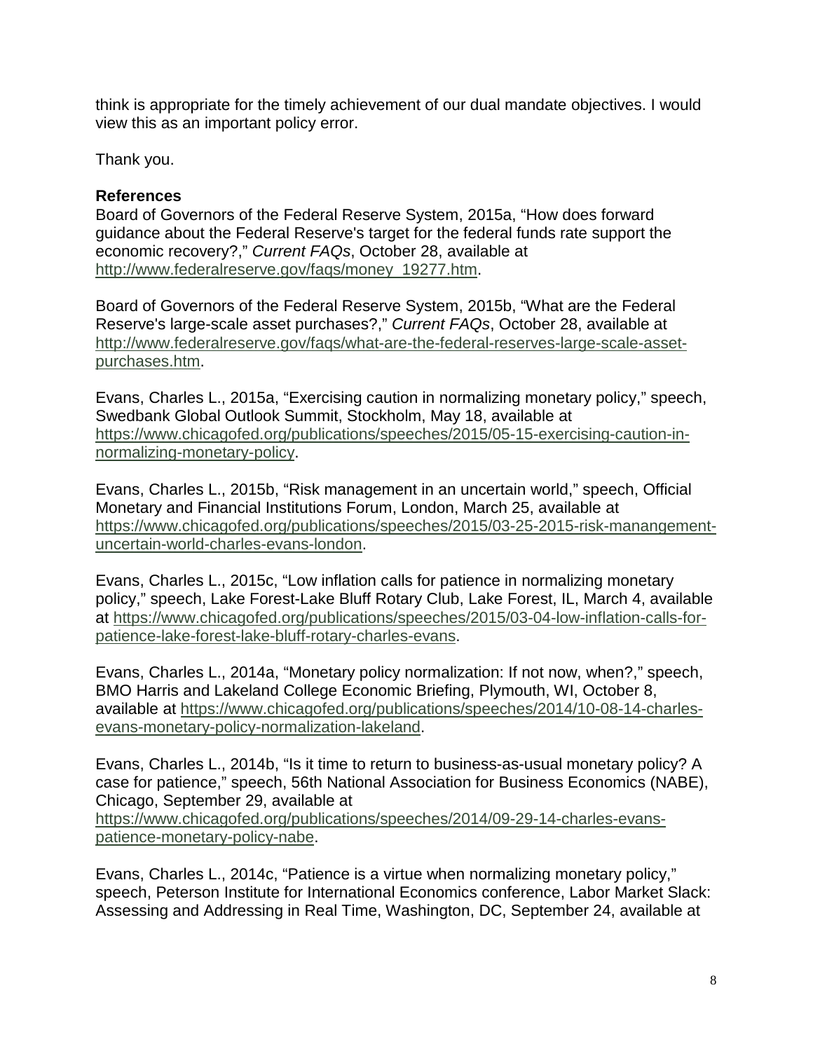think is appropriate for the timely achievement of our dual mandate objectives. I would view this as an important policy error.

Thank you.

**References**

Board of Governors of the Federal Reserve System, 2015a, “How does forward guidance about the Federal Reserve's target for the federal funds rate support the economic recovery?,” *Current FAQs*, October 28, available at http://www.federalreserve.gov/faqs/money_19277.htm.

Board of Governors of the Federal Reserve System, 2015b, “What are the Federal Reserve's large-scale asset purchases?,” *Current FAQs*, October 28, available at http://www.federalreserve.gov/faqs/what-are-the-federal-reserves-large-scale-asset-purchases.htm.

Evans, Charles L., 2015a, “Exercising caution in normalizing monetary policy,” speech, Swedbank Global Outlook Summit, Stockholm, May 18, available at https://www.chicagofed.org/publications/speeches/2015/05-15-exercising-caution-in-normalizing-monetary-policy.

Evans, Charles L., 2015b, “Risk management in an uncertain world,” speech, Official Monetary and Financial Institutions Forum, London, March 25, available at https://www.chicagofed.org/publications/speeches/2015/03-25-2015-risk-manangement-uncertain-world-charles-evans-london.

Evans, Charles L., 2015c, “Low inflation calls for patience in normalizing monetary policy,” speech, Lake Forest-Lake Bluff Rotary Club, Lake Forest, IL, March 4, available at https://www.chicagofed.org/publications/speeches/2015/03-04-low-inflation-calls-for-patience-lake-forest-lake-bluff-rotary-charles-evans.

Evans, Charles L., 2014a, “Monetary policy normalization: If not now, when?,” speech, BMO Harris and Lakeland College Economic Briefing, Plymouth, WI, October 8, available at https://www.chicagofed.org/publications/speeches/2014/10-08-14-charles-evans-monetary-policy-normalization-lakeland.

Evans, Charles L., 2014b, “Is it time to return to business-as-usual monetary policy? A case for patience,” speech, 56th National Association for Business Economics (NABE), Chicago, September 29, available at https://www.chicagofed.org/publications/speeches/2014/09-29-14-charles-evans-patience-monetary-policy-nabe.

Evans, Charles L., 2014c, “Patience is a virtue when normalizing monetary policy,” speech, Peterson Institute for International Economics conference, Labor Market Slack: Assessing and Addressing in Real Time, Washington, DC, September 24, available at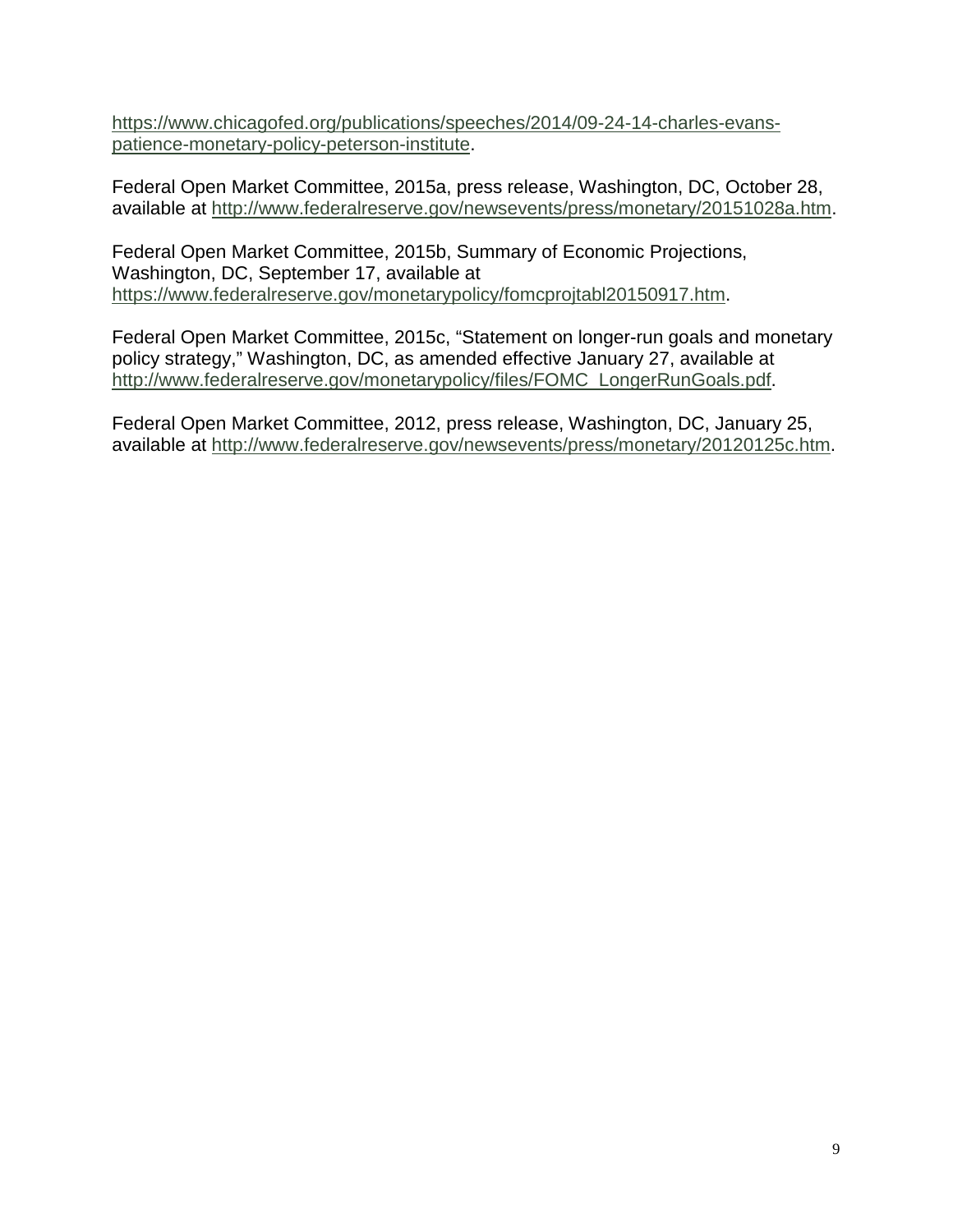https://www.chicagofed.org/publications/speeches/2014/09-24-14-charles-evans-patience-monetary-policy-peterson-institute.

Federal Open Market Committee, 2015a, press release, Washington, DC, October 28, available at http://www.federalreserve.gov/newsevents/press/monetary/20151028a.htm.

Federal Open Market Committee, 2015b, Summary of Economic Projections, Washington, DC, September 17, available at https://www.federalreserve.gov/monetarypolicy/fomcprojtabl20150917.htm.

Federal Open Market Committee, 2015c, "Statement on longer-run goals and monetary policy strategy," Washington, DC, as amended effective January 27, available at http://www.federalreserve.gov/monetarypolicy/files/FOMC_LongerRunGoals.pdf.

Federal Open Market Committee, 2012, press release, Washington, DC, January 25, available at http://www.federalreserve.gov/newsevents/press/monetary/20120125c.htm.